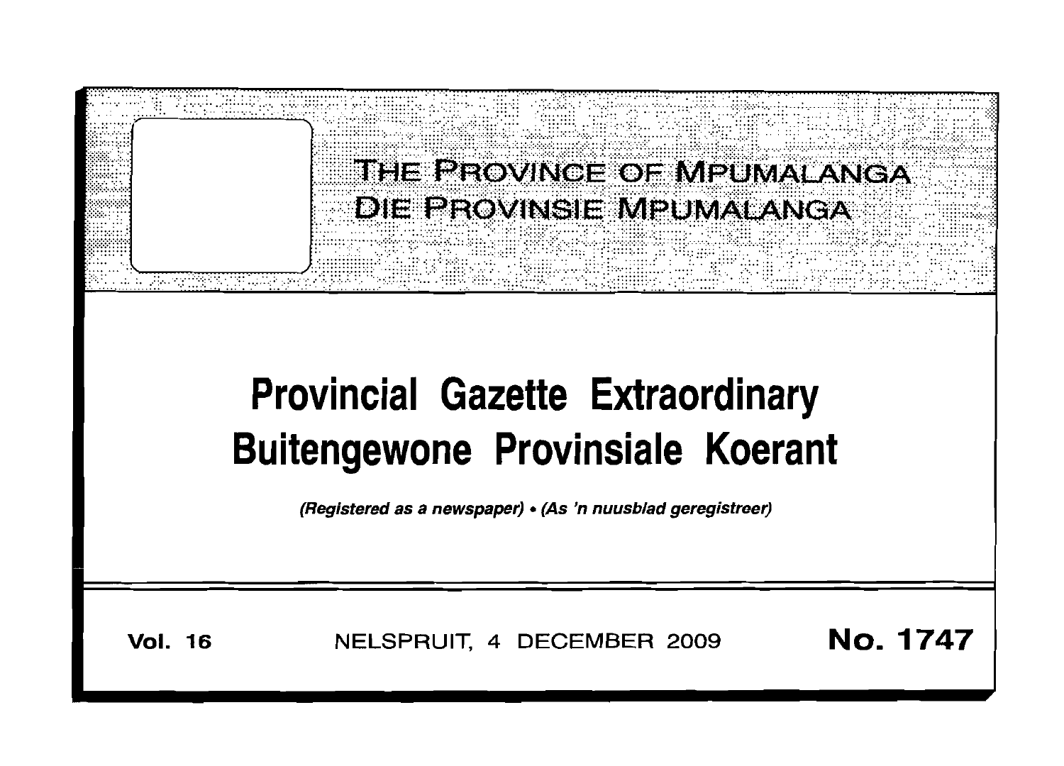# THE PROVINCE OF MPUMALANGA
# DIE PROVINSIE MPUMALANGA

# Provincial Gazette Extraordinary
# Buitengewone Provinsiale Koerant

*(Registered as a newspaper) • (As 'n nuusblad geregistreer)*

**Vol. 16** NELSPRUIT, 4 DECEMBER 2009 **No. 1747**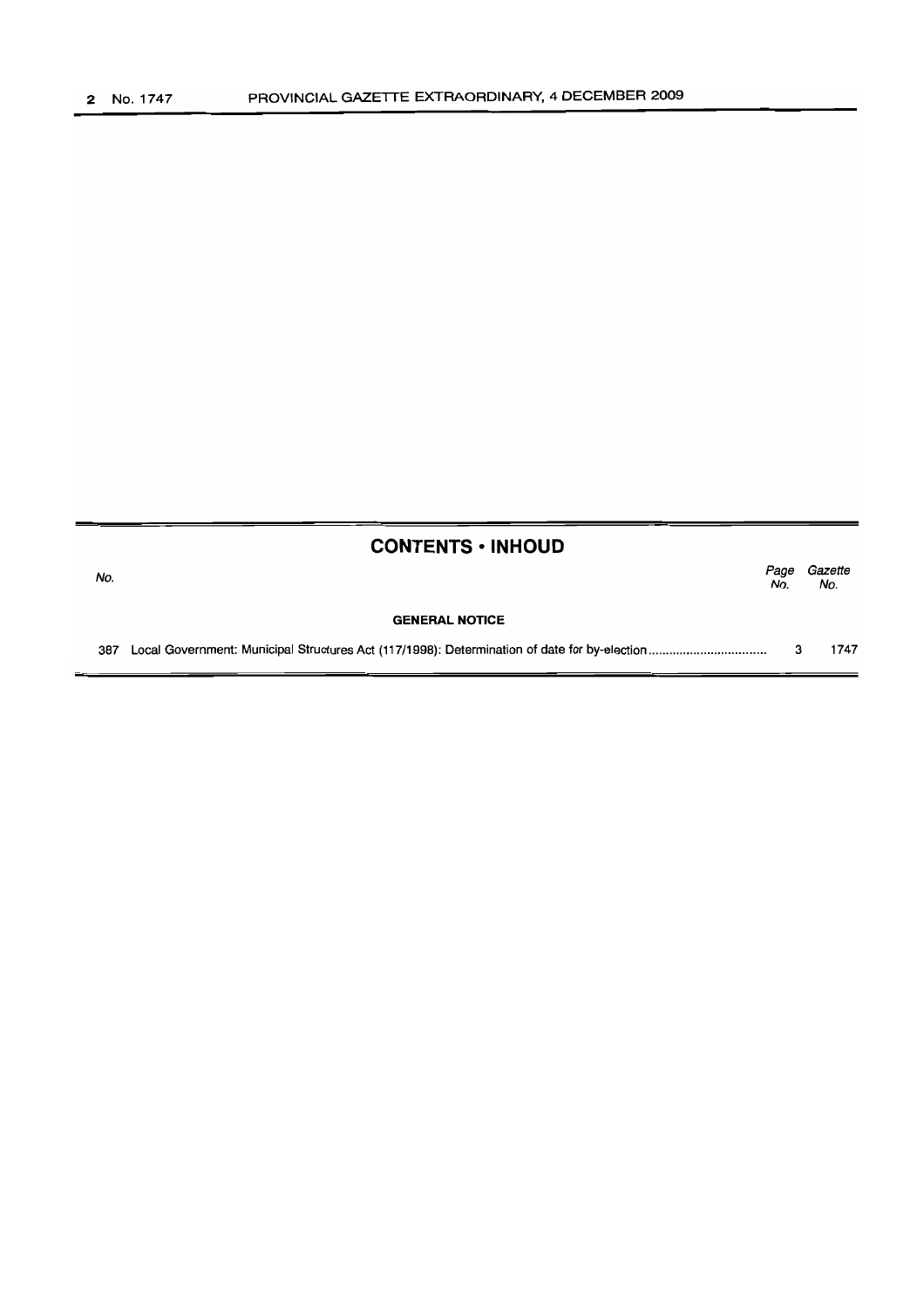## CONTENTS • INHOUD

| No. | | Page No. | Gazette No. |
|---|---|---|---|
| | **GENERAL NOTICE** | | |
| 387 | Local Government: Municipal Structures Act (117/1998): Determination of date for by-election | 3 | 1747 |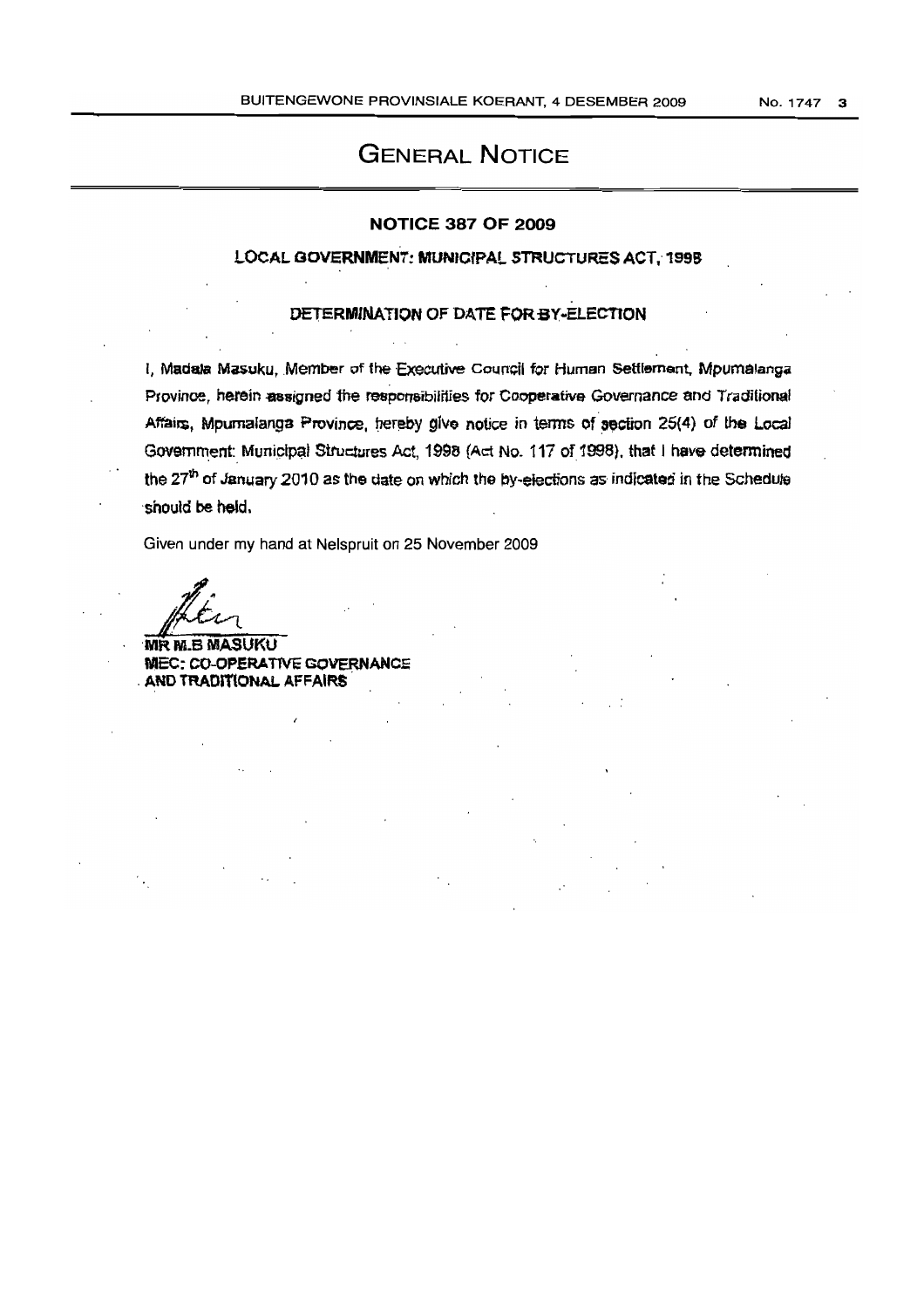# GENERAL NOTICE

## NOTICE 387 OF 2009

### LOCAL GOVERNMENT: MUNICIPAL STRUCTURES ACT, 1998

### DETERMINATION OF DATE FOR BY-ELECTION

I, Madala Masuku, Member of the Executive Council for Human Settlement, Mpumalanga Province, herein assigned the responsibilities for Cooperative Governance and Traditional Affairs, Mpumalanga Province, hereby give notice in terms of section 25(4) of the Local Government: Municipal Structures Act, 1998 (Act No. 117 of 1998), that I have determined the 27th of January 2010 as the date on which the by-elections as indicated in the Schedule should be held.

Given under my hand at Nelspruit on 25 November 2009

**MR M.B MASUKU**
**MEC: CO-OPERATIVE GOVERNANCE AND TRADITIONAL AFFAIRS**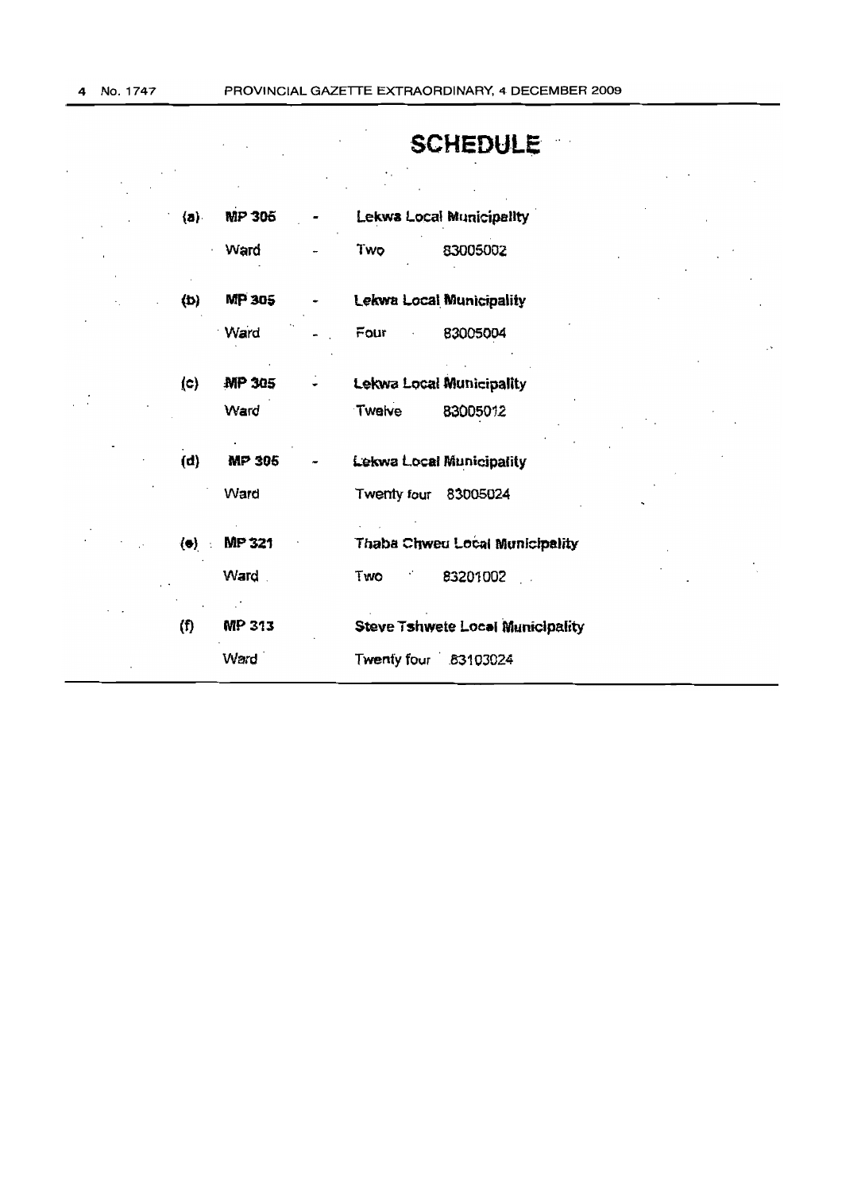# SCHEDULE

| | | | | |
|---|---|---|---|---|
| (a) | MP 305 | - | Lekwa Local Municipality | |
| | Ward | - | Two | 83005002 |
| (b) | MP 305 | - | Lekwa Local Municipality | |
| | Ward | - | Four | 83005004 |
| (c) | MP 305 | - | Lekwa Local Municipality | |
| | Ward | | Twelve | 83005012 |
| (d) | MP 305 | - | Lekwa Local Municipality | |
| | Ward | | Twenty four | 83005024 |
| (e) | MP 321 | | Thaba Chweu Local Municipality | |
| | Ward | | Two | 83201002 |
| (f) | MP 313 | | Steve Tshwete Local Municipality | |
| | Ward | | Twenty four | 83103024 |